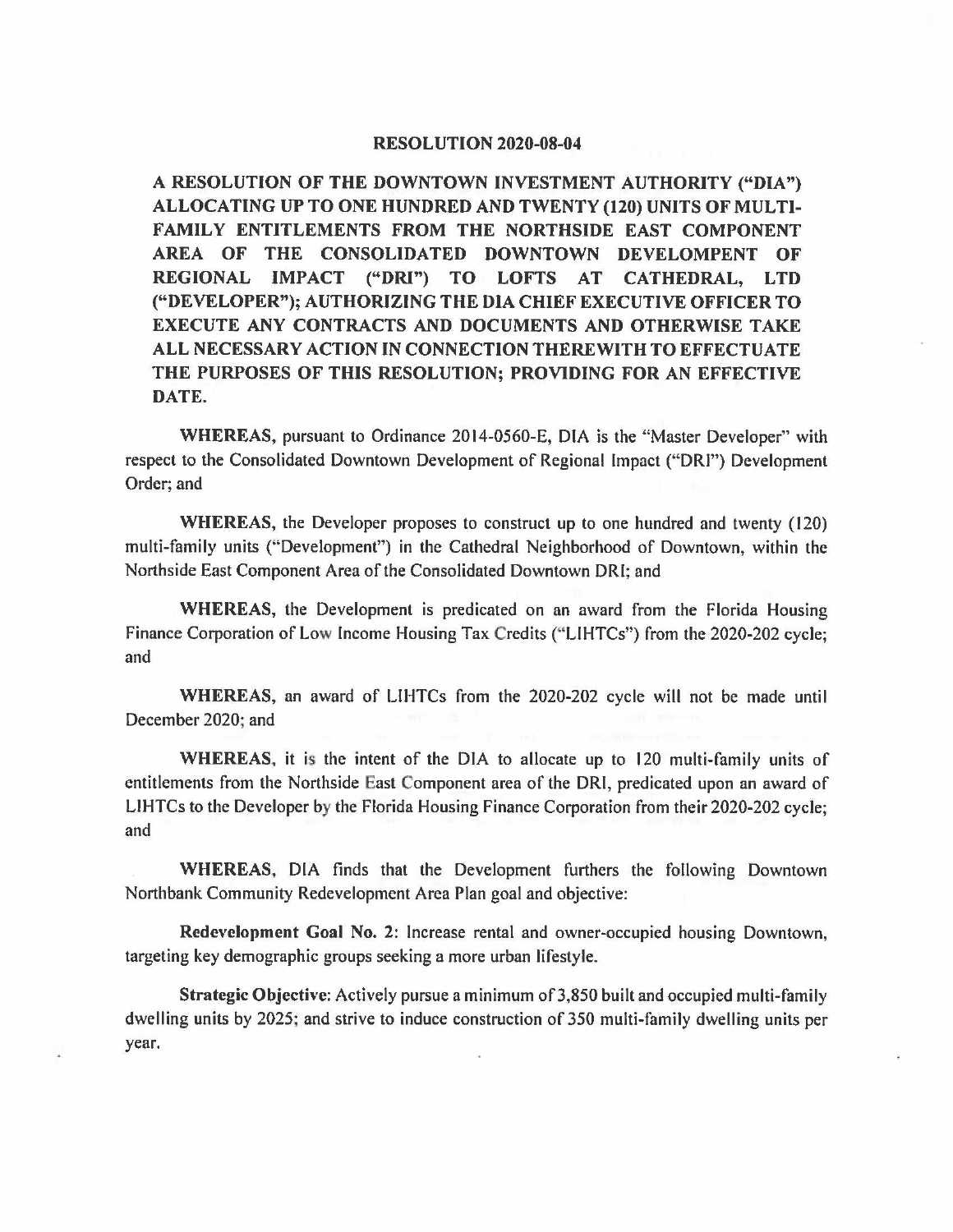# RESOLUTION 2020-08-04

**A RESOLUTION OF THE DOWNTOWN INVESTMENT AUTHORITY ("DIA") ALLOCATING UP TO ONE HUNDRED AND TWENTY (120) UNITS OF MULTI-FAMILY ENTITLEMENTS FROM THE NORTHSIDE EAST COMPONENT AREA OF THE CONSOLIDATED DOWNTOWN DEVELOMPENT OF REGIONAL IMPACT ("DRI") TO LOFTS AT CATHEDRAL, LTD ("DEVELOPER"); AUTHORIZING THE DIA CHIEF EXECUTIVE OFFICER TO EXECUTE ANY CONTRACTS AND DOCUMENTS AND OTHERWISE TAKE ALL NECESSARY ACTION IN CONNECTION THEREWITH TO EFFECTUATE THE PURPOSES OF THIS RESOLUTION; PROVIDING FOR AN EFFECTIVE DATE.**

**WHEREAS,** pursuant to Ordinance 2014-0560-E, DIA is the "Master Developer" with respect to the Consolidated Downtown Development of Regional Impact ("DRI") Development Order; and

**WHEREAS,** the Developer proposes to construct up to one hundred and twenty (120) multi-family units ("Development") in the Cathedral Neighborhood of Downtown, within the Northside East Component Area of the Consolidated Downtown DRI; and

**WHEREAS,** the Development is predicated on an award from the Florida Housing Finance Corporation of Low Income Housing Tax Credits ("LIHTCs") from the 2020-202 cycle; and

**WHEREAS,** an award of LIHTCs from the 2020-202 cycle will not be made until December 2020; and

**WHEREAS,** it is the intent of the DIA to allocate up to 120 multi-family units of entitlements from the Northside East Component area of the DRI, predicated upon an award of LIHTCs to the Developer by the Florida Housing Finance Corporation from their 2020-202 cycle; and

**WHEREAS,** DIA finds that the Development furthers the following Downtown Northbank Community Redevelopment Area Plan goal and objective:

**Redevelopment Goal No. 2**: Increase rental and owner-occupied housing Downtown, targeting key demographic groups seeking a more urban lifestyle.

**Strategic Objective**: Actively pursue a minimum of 3,850 built and occupied multi-family dwelling units by 2025; and strive to induce construction of 350 multi-family dwelling units per year.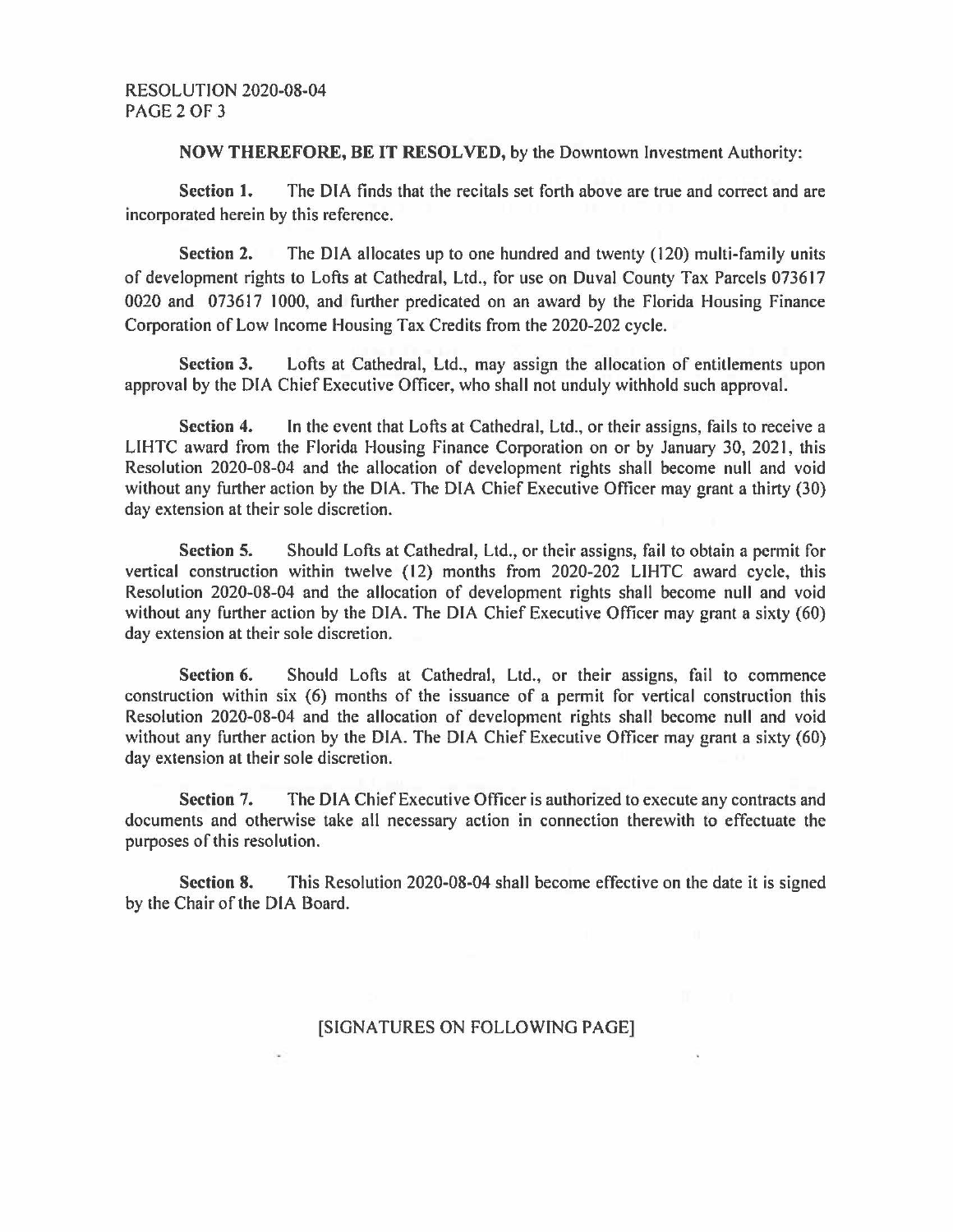**NOW THEREFORE, BE IT RESOLVED,** by the Downtown Investment Authority:

**Section 1.** The DIA finds that the recitals set forth above are true and correct and are incorporated herein by this reference.

**Section 2.** The DIA allocates up to one hundred and twenty (120) multi-family units of development rights to Lofts at Cathedral, Ltd., for use on Duval County Tax Parcels 073617 0020 and 073617 1000, and further predicated on an award by the Florida Housing Finance Corporation of Low Income Housing Tax Credits from the 2020-202 cycle.

**Section 3.** Lofts at Cathedral, Ltd., may assign the allocation of entitlements upon approval by the DIA Chief Executive Officer, who shall not unduly withhold such approval.

**Section 4.** In the event that Lofts at Cathedral, Ltd., or their assigns, fails to receive a LIHTC award from the Florida Housing Finance Corporation on or by January 30, 2021, this Resolution 2020-08-04 and the allocation of development rights shall become null and void without any further action by the DIA. The DIA Chief Executive Officer may grant a thirty (30) day extension at their sole discretion.

**Section 5.** Should Lofts at Cathedral, Ltd., or their assigns, fail to obtain a permit for vertical construction within twelve (12) months from 2020-202 LIHTC award cycle, this Resolution 2020-08-04 and the allocation of development rights shall become null and void without any further action by the DIA. The DIA Chief Executive Officer may grant a sixty (60) day extension at their sole discretion.

**Section 6.** Should Lofts at Cathedral, Ltd., or their assigns, fail to commence construction within six (6) months of the issuance of a permit for vertical construction this Resolution 2020-08-04 and the allocation of development rights shall become null and void without any further action by the DIA. The DIA Chief Executive Officer may grant a sixty (60) day extension at their sole discretion.

**Section 7.** The DIA Chief Executive Officer is authorized to execute any contracts and documents and otherwise take all necessary action in connection therewith to effectuate the purposes of this resolution.

**Section 8.** This Resolution 2020-08-04 shall become effective on the date it is signed by the Chair of the DIA Board.

[SIGNATURES ON FOLLOWING PAGE]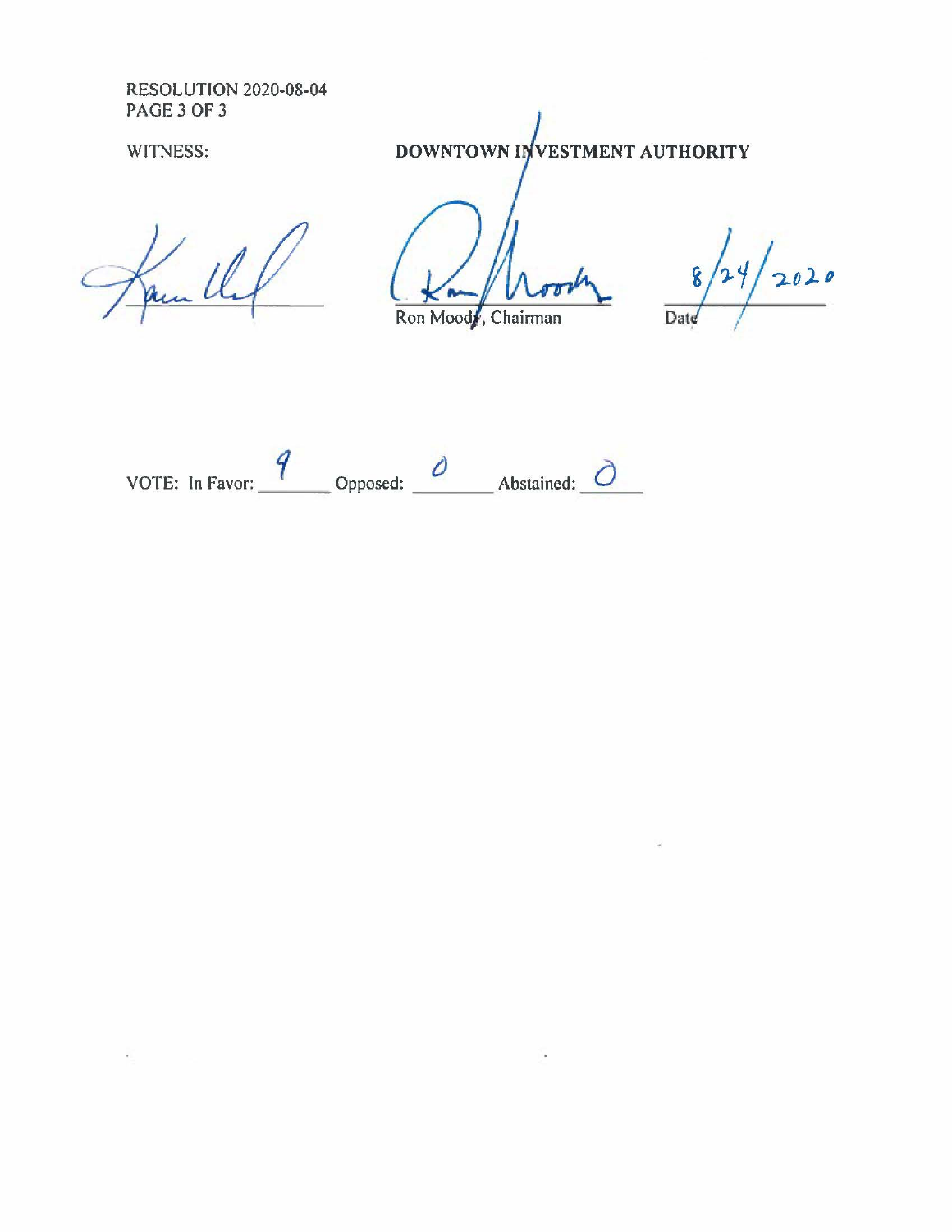RESOLUTION 2020-08-04

WITNESS:

**DOWNTOWN INVESTMENT AUTHORITY**

Ron Moody, Chairman

8/24/2020
Date

VOTE: In Favor: 9 Opposed: 0 Abstained: 0